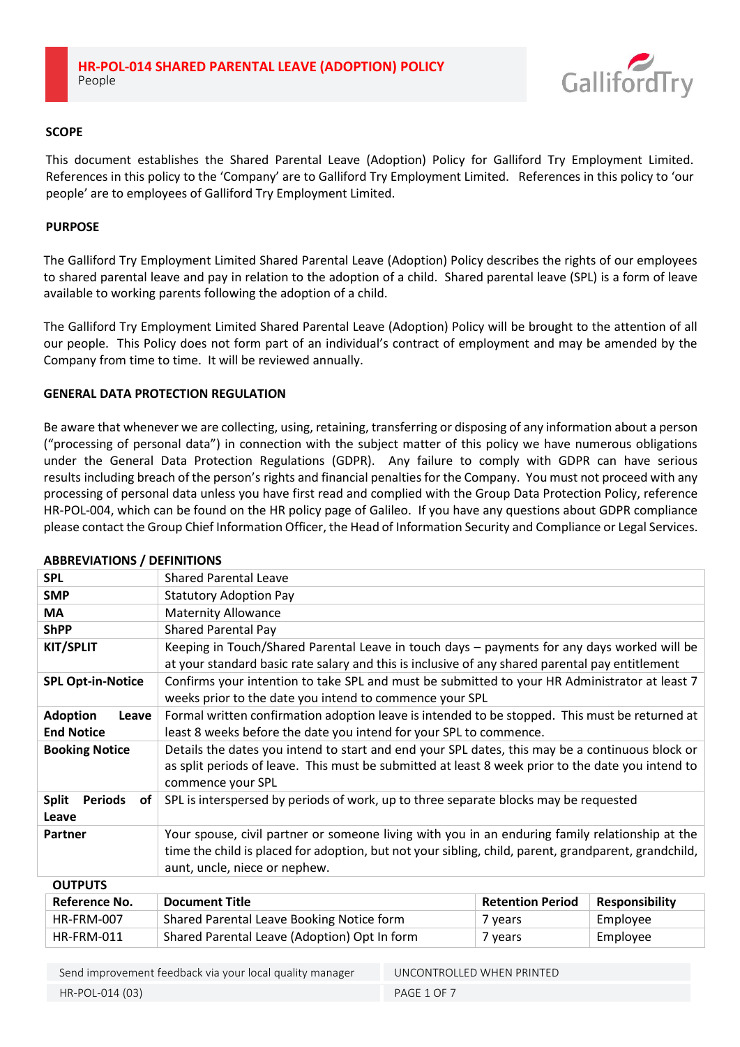# HR-POL-014 SHARED PARENTAL LEAVE (ADOPTION) POLICY

People

## SCOPE

This document establishes the Shared Parental Leave (Adoption) Policy for Galliford Try Employment Limited. References in this policy to the 'Company' are to Galliford Try Employment Limited. References in this policy to 'our people' are to employees of Galliford Try Employment Limited.

## PURPOSE

The Galliford Try Employment Limited Shared Parental Leave (Adoption) Policy describes the rights of our employees to shared parental leave and pay in relation to the adoption of a child. Shared parental leave (SPL) is a form of leave available to working parents following the adoption of a child.

The Galliford Try Employment Limited Shared Parental Leave (Adoption) Policy will be brought to the attention of all our people. This Policy does not form part of an individual's contract of employment and may be amended by the Company from time to time. It will be reviewed annually.

## GENERAL DATA PROTECTION REGULATION

Be aware that whenever we are collecting, using, retaining, transferring or disposing of any information about a person ("processing of personal data") in connection with the subject matter of this policy we have numerous obligations under the General Data Protection Regulations (GDPR). Any failure to comply with GDPR can have serious results including breach of the person's rights and financial penalties for the Company. You must not proceed with any processing of personal data unless you have first read and complied with the Group Data Protection Policy, reference HR-POL-004, which can be found on the HR policy page of Galileo. If you have any questions about GDPR compliance please contact the Group Chief Information Officer, the Head of Information Security and Compliance or Legal Services.

## ABBREVIATIONS / DEFINITIONS

| | |
|---|---|
| **SPL** | Shared Parental Leave |
| **SMP** | Statutory Adoption Pay |
| **MA** | Maternity Allowance |
| **ShPP** | Shared Parental Pay |
| **KIT/SPLIT** | Keeping in Touch/Shared Parental Leave in touch days – payments for any days worked will be at your standard basic rate salary and this is inclusive of any shared parental pay entitlement |
| **SPL Opt-in-Notice** | Confirms your intention to take SPL and must be submitted to your HR Administrator at least 7 weeks prior to the date you intend to commence your SPL |
| **Adoption Leave End Notice** | Formal written confirmation adoption leave is intended to be stopped. This must be returned at least 8 weeks before the date you intend for your SPL to commence. |
| **Booking Notice** | Details the dates you intend to start and end your SPL dates, this may be a continuous block or as split periods of leave. This must be submitted at least 8 week prior to the date you intend to commence your SPL |
| **Split Periods of Leave** | SPL is interspersed by periods of work, up to three separate blocks may be requested |
| **Partner** | Your spouse, civil partner or someone living with you in an enduring family relationship at the time the child is placed for adoption, but not your sibling, child, parent, grandparent, grandchild, aunt, uncle, niece or nephew. |

## OUTPUTS

| Reference No. | Document Title | Retention Period | Responsibility |
|---|---|---|---|
| HR-FRM-007 | Shared Parental Leave Booking Notice form | 7 years | Employee |
| HR-FRM-011 | Shared Parental Leave (Adoption) Opt In form | 7 years | Employee |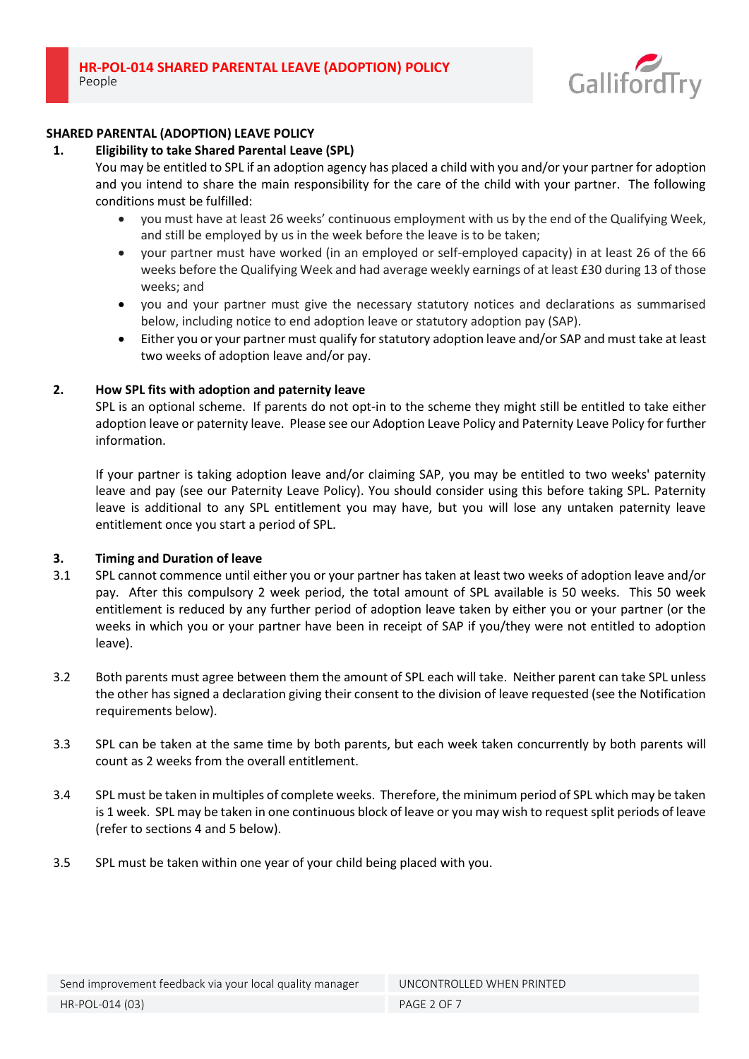## SHARED PARENTAL (ADOPTION) LEAVE POLICY

### 1. Eligibility to take Shared Parental Leave (SPL)

You may be entitled to SPL if an adoption agency has placed a child with you and/or your partner for adoption and you intend to share the main responsibility for the care of the child with your partner. The following conditions must be fulfilled:

- you must have at least 26 weeks' continuous employment with us by the end of the Qualifying Week, and still be employed by us in the week before the leave is to be taken;
- your partner must have worked (in an employed or self-employed capacity) in at least 26 of the 66 weeks before the Qualifying Week and had average weekly earnings of at least £30 during 13 of those weeks; and
- you and your partner must give the necessary statutory notices and declarations as summarised below, including notice to end adoption leave or statutory adoption pay (SAP).
- Either you or your partner must qualify for statutory adoption leave and/or SAP and must take at least two weeks of adoption leave and/or pay.

### 2. How SPL fits with adoption and paternity leave

SPL is an optional scheme. If parents do not opt-in to the scheme they might still be entitled to take either adoption leave or paternity leave. Please see our Adoption Leave Policy and Paternity Leave Policy for further information.

If your partner is taking adoption leave and/or claiming SAP, you may be entitled to two weeks' paternity leave and pay (see our Paternity Leave Policy). You should consider using this before taking SPL. Paternity leave is additional to any SPL entitlement you may have, but you will lose any untaken paternity leave entitlement once you start a period of SPL.

### 3. Timing and Duration of leave

3.1 SPL cannot commence until either you or your partner has taken at least two weeks of adoption leave and/or pay. After this compulsory 2 week period, the total amount of SPL available is 50 weeks. This 50 week entitlement is reduced by any further period of adoption leave taken by either you or your partner (or the weeks in which you or your partner have been in receipt of SAP if you/they were not entitled to adoption leave).

3.2 Both parents must agree between them the amount of SPL each will take. Neither parent can take SPL unless the other has signed a declaration giving their consent to the division of leave requested (see the Notification requirements below).

3.3 SPL can be taken at the same time by both parents, but each week taken concurrently by both parents will count as 2 weeks from the overall entitlement.

3.4 SPL must be taken in multiples of complete weeks. Therefore, the minimum period of SPL which may be taken is 1 week. SPL may be taken in one continuous block of leave or you may wish to request split periods of leave (refer to sections 4 and 5 below).

3.5 SPL must be taken within one year of your child being placed with you.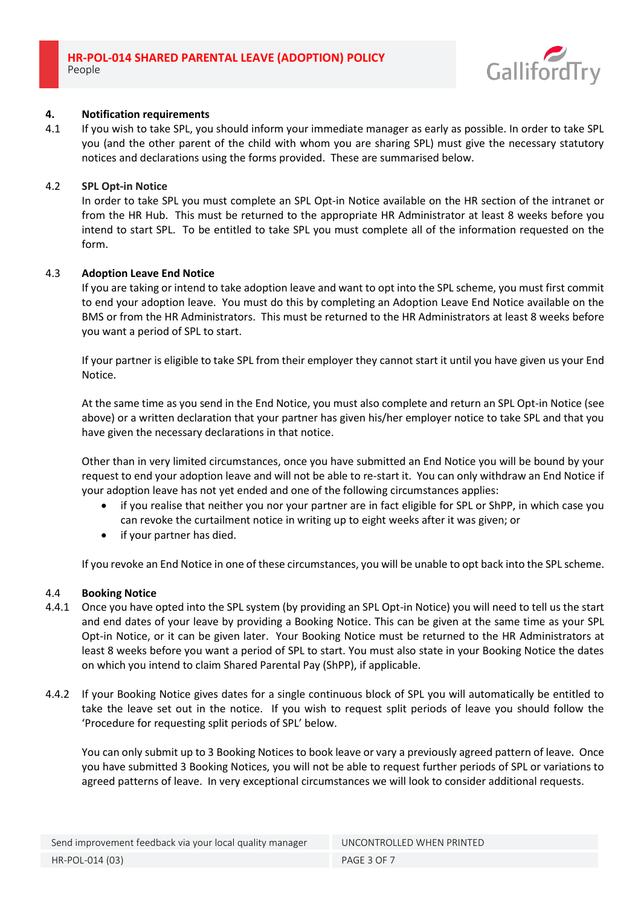## 4. Notification requirements

4.1 If you wish to take SPL, you should inform your immediate manager as early as possible. In order to take SPL you (and the other parent of the child with whom you are sharing SPL) must give the necessary statutory notices and declarations using the forms provided. These are summarised below.

### 4.2 SPL Opt-in Notice

In order to take SPL you must complete an SPL Opt-in Notice available on the HR section of the intranet or from the HR Hub. This must be returned to the appropriate HR Administrator at least 8 weeks before you intend to start SPL. To be entitled to take SPL you must complete all of the information requested on the form.

### 4.3 Adoption Leave End Notice

If you are taking or intend to take adoption leave and want to opt into the SPL scheme, you must first commit to end your adoption leave. You must do this by completing an Adoption Leave End Notice available on the BMS or from the HR Administrators. This must be returned to the HR Administrators at least 8 weeks before you want a period of SPL to start.

If your partner is eligible to take SPL from their employer they cannot start it until you have given us your End Notice.

At the same time as you send in the End Notice, you must also complete and return an SPL Opt-in Notice (see above) or a written declaration that your partner has given his/her employer notice to take SPL and that you have given the necessary declarations in that notice.

Other than in very limited circumstances, once you have submitted an End Notice you will be bound by your request to end your adoption leave and will not be able to re-start it. You can only withdraw an End Notice if your adoption leave has not yet ended and one of the following circumstances applies:

- if you realise that neither you nor your partner are in fact eligible for SPL or ShPP, in which case you can revoke the curtailment notice in writing up to eight weeks after it was given; or
- if your partner has died.

If you revoke an End Notice in one of these circumstances, you will be unable to opt back into the SPL scheme.

### 4.4 Booking Notice

4.4.1 Once you have opted into the SPL system (by providing an SPL Opt-in Notice) you will need to tell us the start and end dates of your leave by providing a Booking Notice. This can be given at the same time as your SPL Opt-in Notice, or it can be given later. Your Booking Notice must be returned to the HR Administrators at least 8 weeks before you want a period of SPL to start. You must also state in your Booking Notice the dates on which you intend to claim Shared Parental Pay (ShPP), if applicable.

4.4.2 If your Booking Notice gives dates for a single continuous block of SPL you will automatically be entitled to take the leave set out in the notice. If you wish to request split periods of leave you should follow the 'Procedure for requesting split periods of SPL' below.

You can only submit up to 3 Booking Notices to book leave or vary a previously agreed pattern of leave. Once you have submitted 3 Booking Notices, you will not be able to request further periods of SPL or variations to agreed patterns of leave. In very exceptional circumstances we will look to consider additional requests.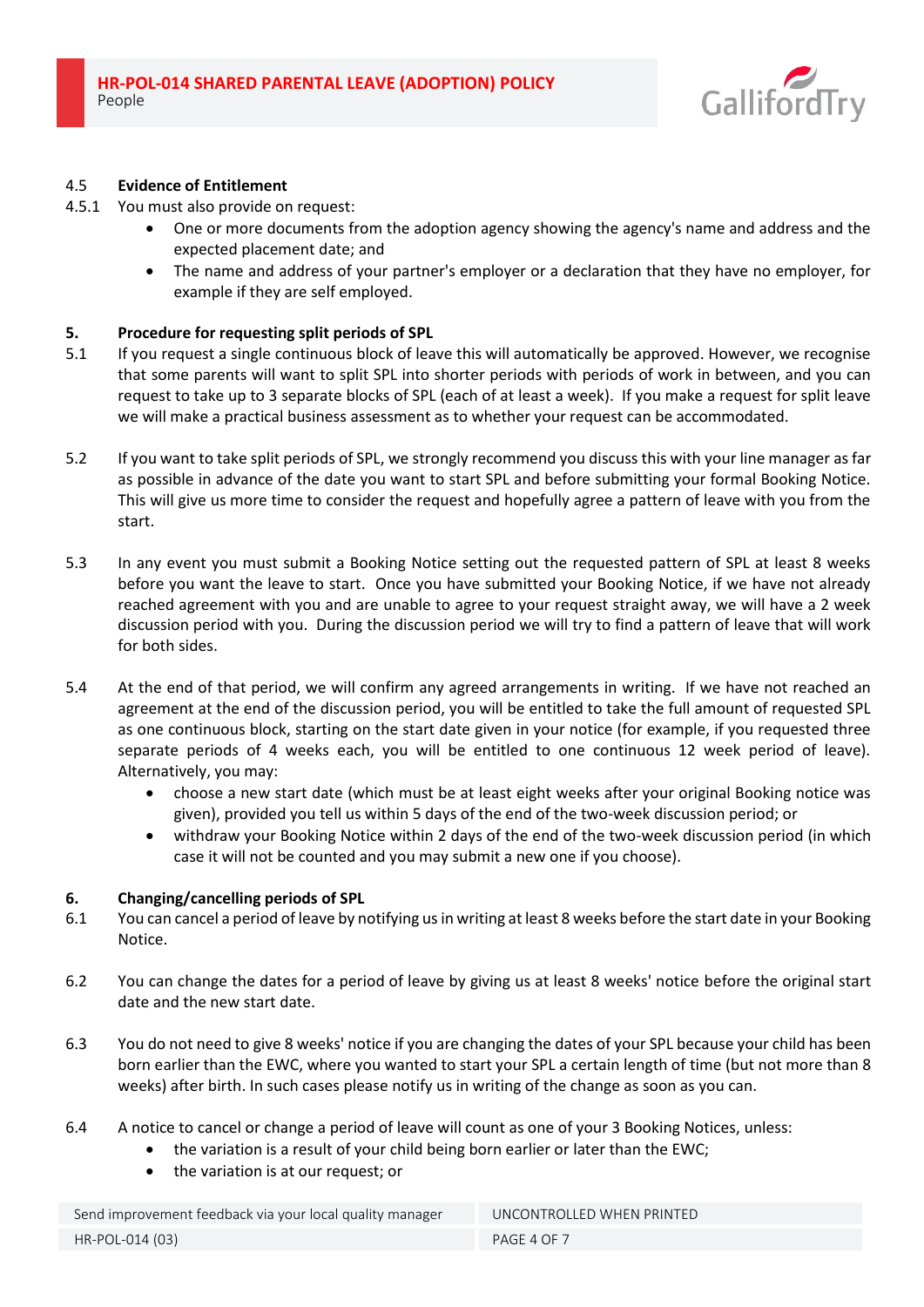### 4.5 Evidence of Entitlement

4.5.1 You must also provide on request:

- One or more documents from the adoption agency showing the agency's name and address and the expected placement date; and
- The name and address of your partner's employer or a declaration that they have no employer, for example if they are self employed.

## 5. Procedure for requesting split periods of SPL

5.1 If you request a single continuous block of leave this will automatically be approved. However, we recognise that some parents will want to split SPL into shorter periods with periods of work in between, and you can request to take up to 3 separate blocks of SPL (each of at least a week). If you make a request for split leave we will make a practical business assessment as to whether your request can be accommodated.

5.2 If you want to take split periods of SPL, we strongly recommend you discuss this with your line manager as far as possible in advance of the date you want to start SPL and before submitting your formal Booking Notice. This will give us more time to consider the request and hopefully agree a pattern of leave with you from the start.

5.3 In any event you must submit a Booking Notice setting out the requested pattern of SPL at least 8 weeks before you want the leave to start. Once you have submitted your Booking Notice, if we have not already reached agreement with you and are unable to agree to your request straight away, we will have a 2 week discussion period with you. During the discussion period we will try to find a pattern of leave that will work for both sides.

5.4 At the end of that period, we will confirm any agreed arrangements in writing. If we have not reached an agreement at the end of the discussion period, you will be entitled to take the full amount of requested SPL as one continuous block, starting on the start date given in your notice (for example, if you requested three separate periods of 4 weeks each, you will be entitled to one continuous 12 week period of leave). Alternatively, you may:

- choose a new start date (which must be at least eight weeks after your original Booking notice was given), provided you tell us within 5 days of the end of the two-week discussion period; or
- withdraw your Booking Notice within 2 days of the end of the two-week discussion period (in which case it will not be counted and you may submit a new one if you choose).

## 6. Changing/cancelling periods of SPL

6.1 You can cancel a period of leave by notifying us in writing at least 8 weeks before the start date in your Booking Notice.

6.2 You can change the dates for a period of leave by giving us at least 8 weeks' notice before the original start date and the new start date.

6.3 You do not need to give 8 weeks' notice if you are changing the dates of your SPL because your child has been born earlier than the EWC, where you wanted to start your SPL a certain length of time (but not more than 8 weeks) after birth. In such cases please notify us in writing of the change as soon as you can.

6.4 A notice to cancel or change a period of leave will count as one of your 3 Booking Notices, unless:

- the variation is a result of your child being born earlier or later than the EWC;
- the variation is at our request; or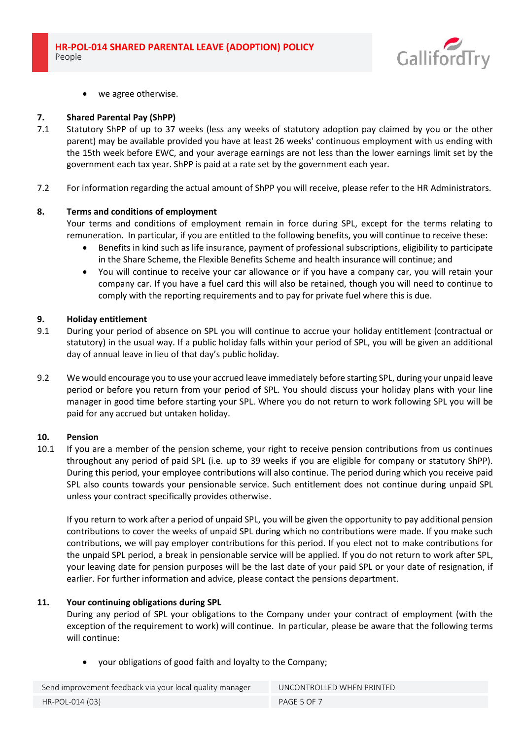- we agree otherwise.

## 7. Shared Parental Pay (ShPP)

7.1 Statutory ShPP of up to 37 weeks (less any weeks of statutory adoption pay claimed by you or the other parent) may be available provided you have at least 26 weeks' continuous employment with us ending with the 15th week before EWC, and your average earnings are not less than the lower earnings limit set by the government each tax year. ShPP is paid at a rate set by the government each year.

7.2 For information regarding the actual amount of ShPP you will receive, please refer to the HR Administrators.

## 8. Terms and conditions of employment

Your terms and conditions of employment remain in force during SPL, except for the terms relating to remuneration. In particular, if you are entitled to the following benefits, you will continue to receive these:

- Benefits in kind such as life insurance, payment of professional subscriptions, eligibility to participate in the Share Scheme, the Flexible Benefits Scheme and health insurance will continue; and
- You will continue to receive your car allowance or if you have a company car, you will retain your company car. If you have a fuel card this will also be retained, though you will need to continue to comply with the reporting requirements and to pay for private fuel where this is due.

## 9. Holiday entitlement

9.1 During your period of absence on SPL you will continue to accrue your holiday entitlement (contractual or statutory) in the usual way. If a public holiday falls within your period of SPL, you will be given an additional day of annual leave in lieu of that day's public holiday.

9.2 We would encourage you to use your accrued leave immediately before starting SPL, during your unpaid leave period or before you return from your period of SPL. You should discuss your holiday plans with your line manager in good time before starting your SPL. Where you do not return to work following SPL you will be paid for any accrued but untaken holiday.

## 10. Pension

10.1 If you are a member of the pension scheme, your right to receive pension contributions from us continues throughout any period of paid SPL (i.e. up to 39 weeks if you are eligible for company or statutory ShPP). During this period, your employee contributions will also continue. The period during which you receive paid SPL also counts towards your pensionable service. Such entitlement does not continue during unpaid SPL unless your contract specifically provides otherwise.

If you return to work after a period of unpaid SPL, you will be given the opportunity to pay additional pension contributions to cover the weeks of unpaid SPL during which no contributions were made. If you make such contributions, we will pay employer contributions for this period. If you elect not to make contributions for the unpaid SPL period, a break in pensionable service will be applied. If you do not return to work after SPL, your leaving date for pension purposes will be the last date of your paid SPL or your date of resignation, if earlier. For further information and advice, please contact the pensions department.

## 11. Your continuing obligations during SPL

During any period of SPL your obligations to the Company under your contract of employment (with the exception of the requirement to work) will continue. In particular, please be aware that the following terms will continue:

- your obligations of good faith and loyalty to the Company;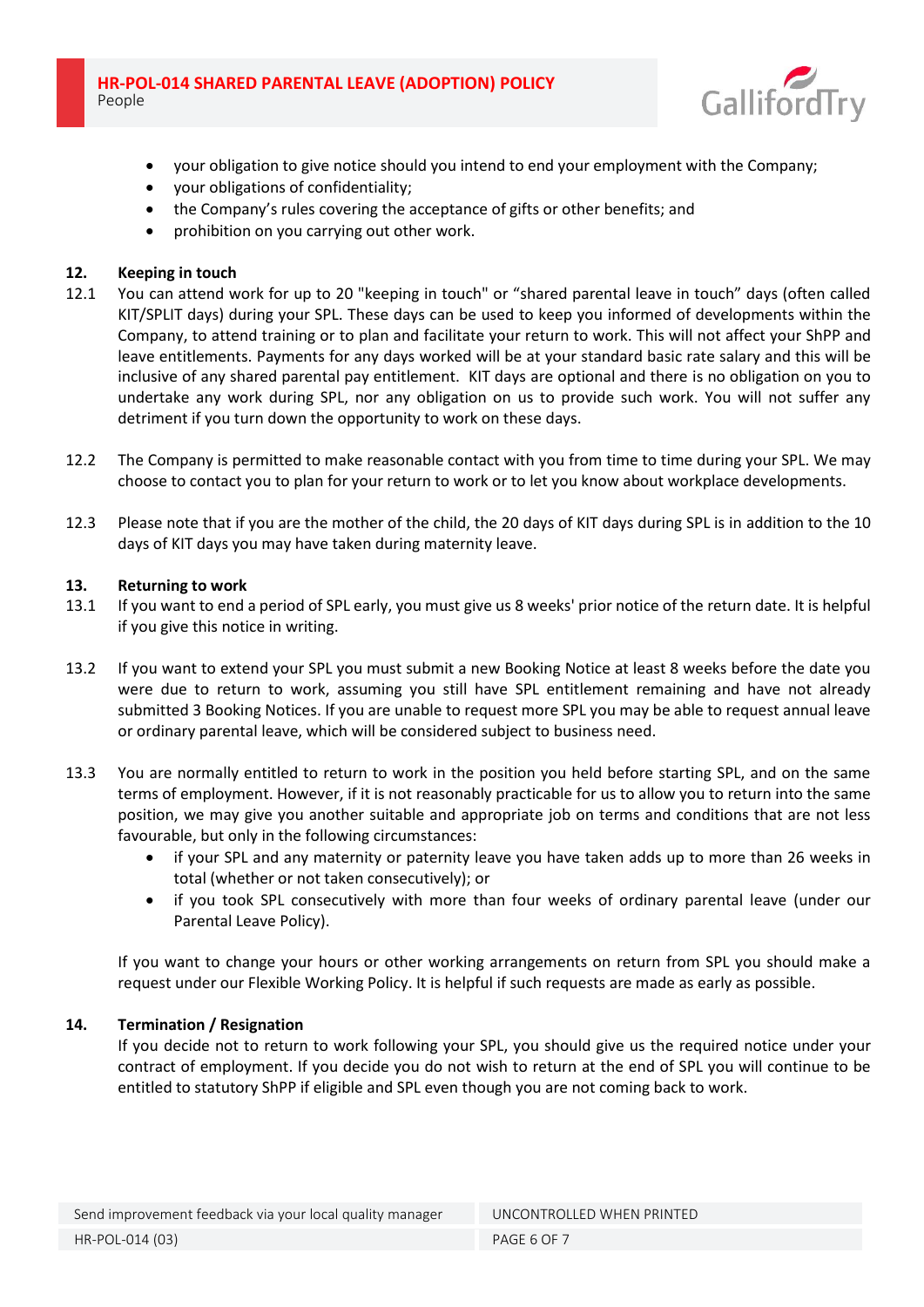- your obligation to give notice should you intend to end your employment with the Company;
- your obligations of confidentiality;
- the Company's rules covering the acceptance of gifts or other benefits; and
- prohibition on you carrying out other work.

## 12. Keeping in touch

12.1 You can attend work for up to 20 "keeping in touch" or "shared parental leave in touch" days (often called KIT/SPLIT days) during your SPL. These days can be used to keep you informed of developments within the Company, to attend training or to plan and facilitate your return to work. This will not affect your ShPP and leave entitlements. Payments for any days worked will be at your standard basic rate salary and this will be inclusive of any shared parental pay entitlement. KIT days are optional and there is no obligation on you to undertake any work during SPL, nor any obligation on us to provide such work. You will not suffer any detriment if you turn down the opportunity to work on these days.

12.2 The Company is permitted to make reasonable contact with you from time to time during your SPL. We may choose to contact you to plan for your return to work or to let you know about workplace developments.

12.3 Please note that if you are the mother of the child, the 20 days of KIT days during SPL is in addition to the 10 days of KIT days you may have taken during maternity leave.

## 13. Returning to work

13.1 If you want to end a period of SPL early, you must give us 8 weeks' prior notice of the return date. It is helpful if you give this notice in writing.

13.2 If you want to extend your SPL you must submit a new Booking Notice at least 8 weeks before the date you were due to return to work, assuming you still have SPL entitlement remaining and have not already submitted 3 Booking Notices. If you are unable to request more SPL you may be able to request annual leave or ordinary parental leave, which will be considered subject to business need.

13.3 You are normally entitled to return to work in the position you held before starting SPL, and on the same terms of employment. However, if it is not reasonably practicable for us to allow you to return into the same position, we may give you another suitable and appropriate job on terms and conditions that are not less favourable, but only in the following circumstances:

- if your SPL and any maternity or paternity leave you have taken adds up to more than 26 weeks in total (whether or not taken consecutively); or
- if you took SPL consecutively with more than four weeks of ordinary parental leave (under our Parental Leave Policy).

If you want to change your hours or other working arrangements on return from SPL you should make a request under our Flexible Working Policy. It is helpful if such requests are made as early as possible.

## 14. Termination / Resignation

If you decide not to return to work following your SPL, you should give us the required notice under your contract of employment. If you decide you do not wish to return at the end of SPL you will continue to be entitled to statutory ShPP if eligible and SPL even though you are not coming back to work.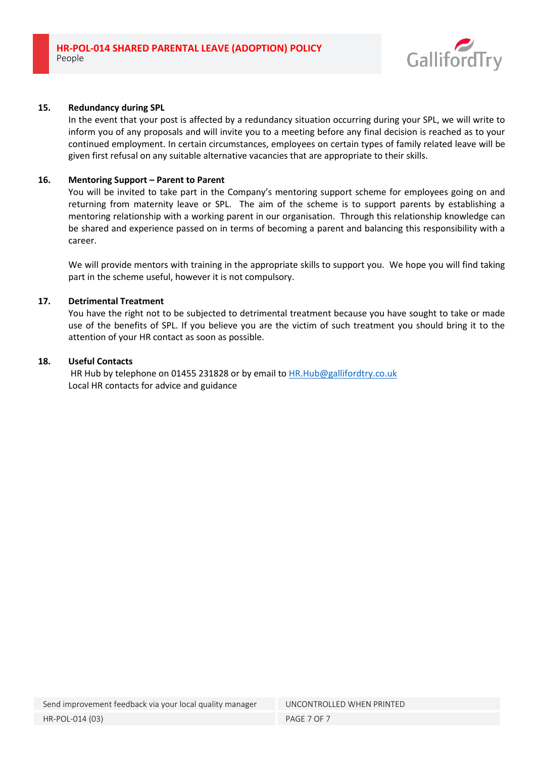## 15. Redundancy during SPL

In the event that your post is affected by a redundancy situation occurring during your SPL, we will write to inform you of any proposals and will invite you to a meeting before any final decision is reached as to your continued employment. In certain circumstances, employees on certain types of family related leave will be given first refusal on any suitable alternative vacancies that are appropriate to their skills.

## 16. Mentoring Support – Parent to Parent

You will be invited to take part in the Company's mentoring support scheme for employees going on and returning from maternity leave or SPL. The aim of the scheme is to support parents by establishing a mentoring relationship with a working parent in our organisation. Through this relationship knowledge can be shared and experience passed on in terms of becoming a parent and balancing this responsibility with a career.

We will provide mentors with training in the appropriate skills to support you. We hope you will find taking part in the scheme useful, however it is not compulsory.

## 17. Detrimental Treatment

You have the right not to be subjected to detrimental treatment because you have sought to take or made use of the benefits of SPL. If you believe you are the victim of such treatment you should bring it to the attention of your HR contact as soon as possible.

## 18. Useful Contacts

HR Hub by telephone on 01455 231828 or by email to [HR.Hub@gallifordtry.co.uk](mailto:HR.Hub@gallifordtry.co.uk)
Local HR contacts for advice and guidance